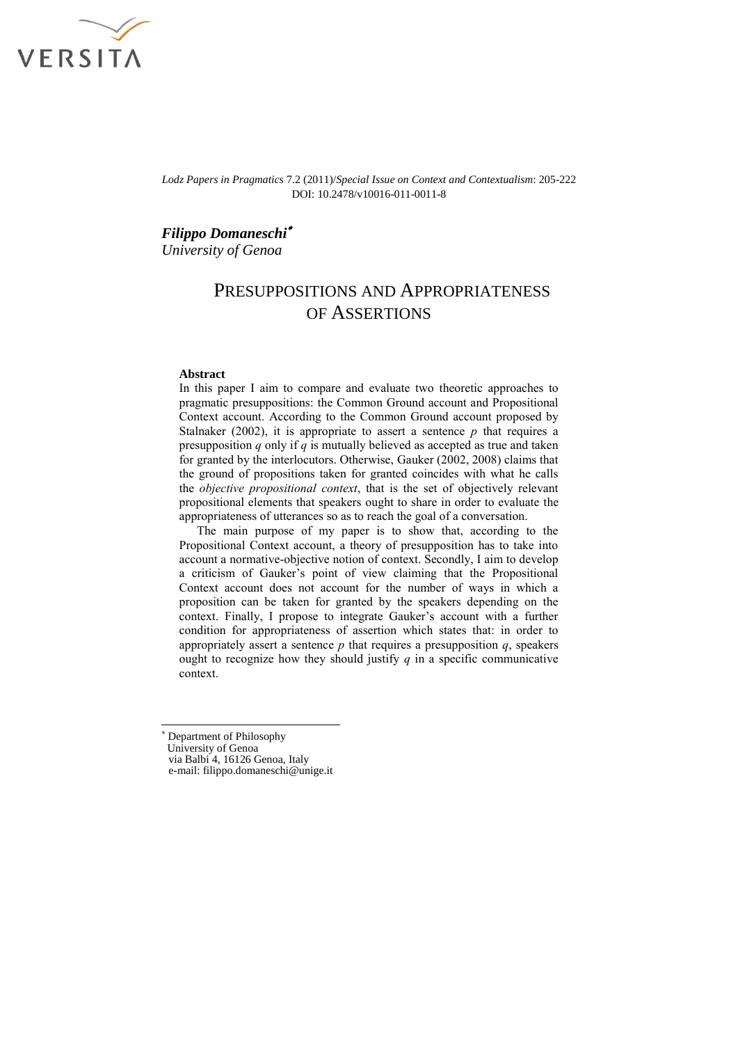*Lodz Papers in Pragmatics* 7.2 (2011)/*Special Issue on Context and Contextualism*: 205-222
DOI: 10.2478/v10016-011-0011-8

***Filippo Domaneschi****
*University of Genoa*

# PRESUPPOSITIONS AND APPROPRIATENESS OF ASSERTIONS

**Abstract**

In this paper I aim to compare and evaluate two theoretic approaches to pragmatic presuppositions: the Common Ground account and Propositional Context account. According to the Common Ground account proposed by Stalnaker (2002), it is appropriate to assert a sentence *p* that requires a presupposition *q* only if *q* is mutually believed as accepted as true and taken for granted by the interlocutors. Otherwise, Gauker (2002, 2008) claims that the ground of propositions taken for granted coincides with what he calls the *objective propositional context*, that is the set of objectively relevant propositional elements that speakers ought to share in order to evaluate the appropriateness of utterances so as to reach the goal of a conversation.

The main purpose of my paper is to show that, according to the Propositional Context account, a theory of presupposition has to take into account a normative-objective notion of context. Secondly, I aim to develop a criticism of Gauker's point of view claiming that the Propositional Context account does not account for the number of ways in which a proposition can be taken for granted by the speakers depending on the context. Finally, I propose to integrate Gauker's account with a further condition for appropriateness of assertion which states that: in order to appropriately assert a sentence *p* that requires a presupposition *q*, speakers ought to recognize how they should justify *q* in a specific communicative context.

---

\* Department of Philosophy
University of Genoa
via Balbi 4, 16126 Genoa, Italy
e-mail: filippo.domaneschi@unige.it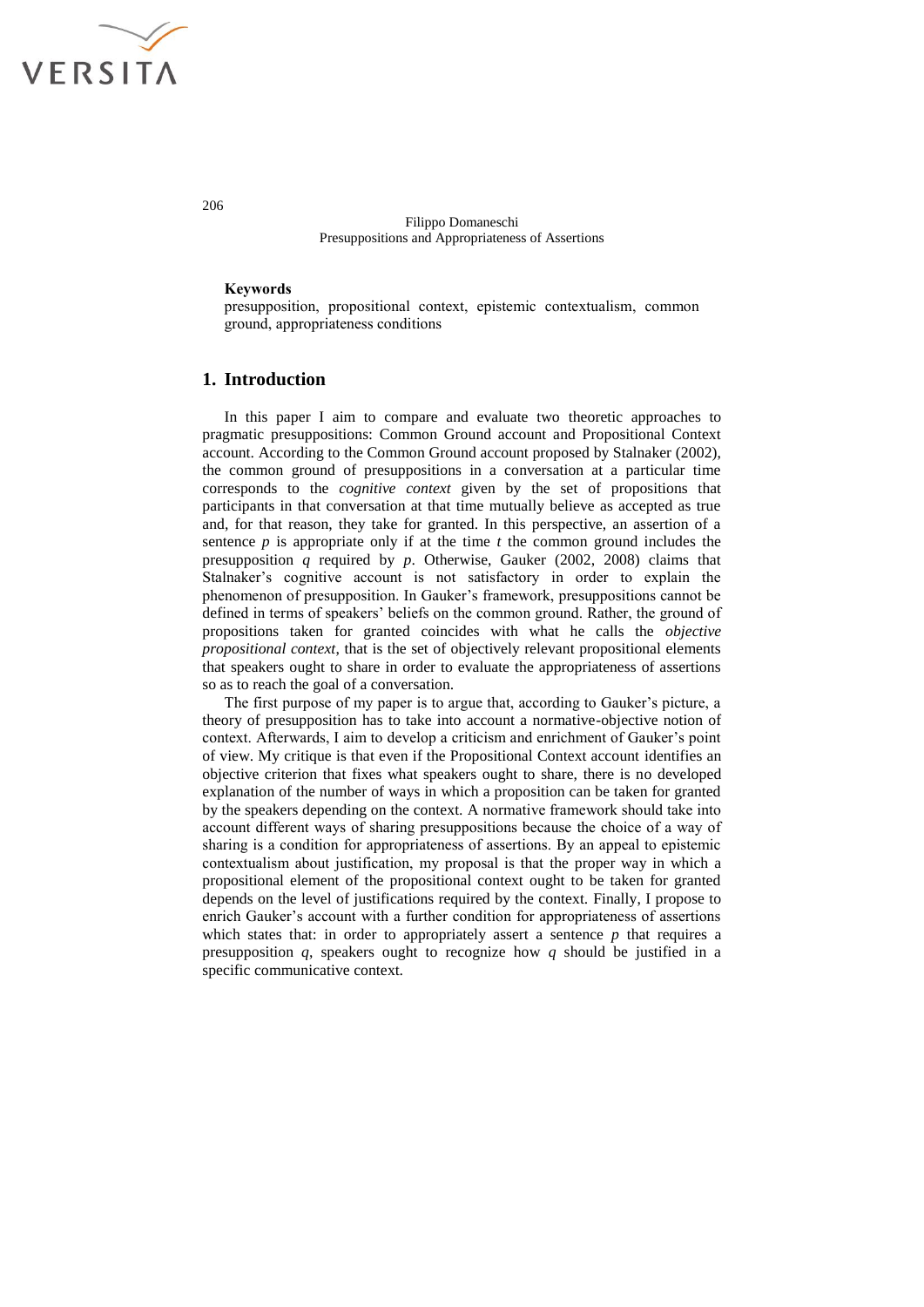**Keywords**

presupposition, propositional context, epistemic contextualism, common ground, appropriateness conditions

## 1. Introduction

In this paper I aim to compare and evaluate two theoretic approaches to pragmatic presuppositions: Common Ground account and Propositional Context account. According to the Common Ground account proposed by Stalnaker (2002), the common ground of presuppositions in a conversation at a particular time corresponds to the *cognitive context* given by the set of propositions that participants in that conversation at that time mutually believe as accepted as true and, for that reason, they take for granted. In this perspective, an assertion of a sentence $p$ is appropriate only if at the time $t$ the common ground includes the presupposition $q$ required by $p$. Otherwise, Gauker (2002, 2008) claims that Stalnaker's cognitive account is not satisfactory in order to explain the phenomenon of presupposition. In Gauker's framework, presuppositions cannot be defined in terms of speakers' beliefs on the common ground. Rather, the ground of propositions taken for granted coincides with what he calls the *objective propositional context*, that is the set of objectively relevant propositional elements that speakers ought to share in order to evaluate the appropriateness of assertions so as to reach the goal of a conversation.

The first purpose of my paper is to argue that, according to Gauker's picture, a theory of presupposition has to take into account a normative-objective notion of context. Afterwards, I aim to develop a criticism and enrichment of Gauker's point of view. My critique is that even if the Propositional Context account identifies an objective criterion that fixes what speakers ought to share, there is no developed explanation of the number of ways in which a proposition can be taken for granted by the speakers depending on the context. A normative framework should take into account different ways of sharing presuppositions because the choice of a way of sharing is a condition for appropriateness of assertions. By an appeal to epistemic contextualism about justification, my proposal is that the proper way in which a propositional element of the propositional context ought to be taken for granted depends on the level of justifications required by the context. Finally, I propose to enrich Gauker's account with a further condition for appropriateness of assertions which states that: in order to appropriately assert a sentence $p$ that requires a presupposition $q$, speakers ought to recognize how $q$ should be justified in a specific communicative context.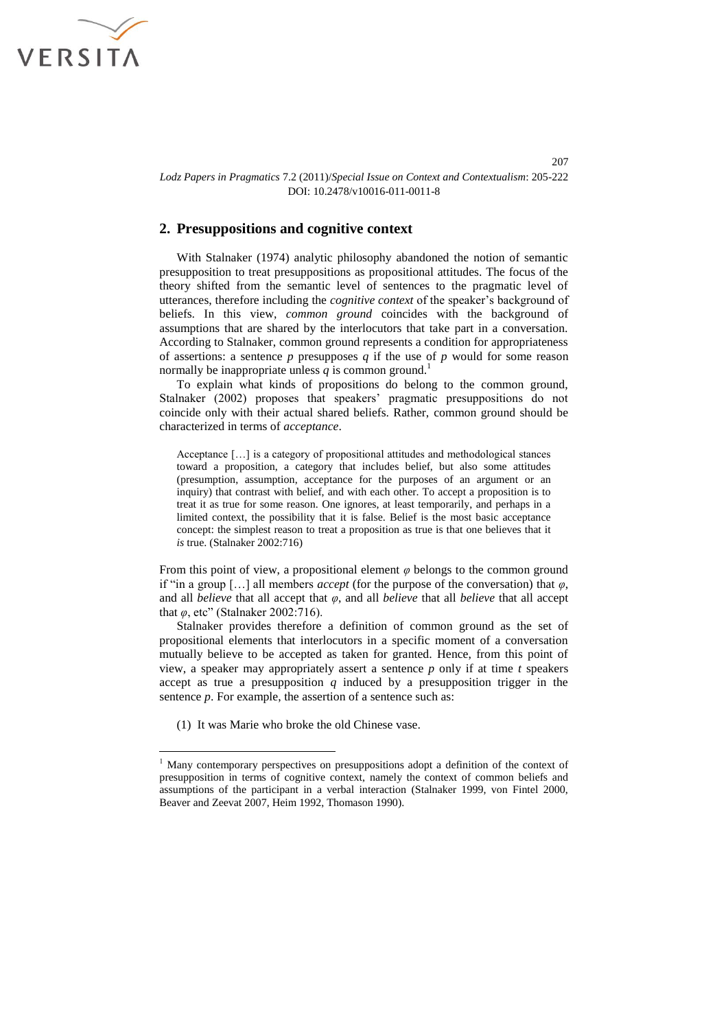## 2. Presuppositions and cognitive context

With Stalnaker (1974) analytic philosophy abandoned the notion of semantic presupposition to treat presuppositions as propositional attitudes. The focus of the theory shifted from the semantic level of sentences to the pragmatic level of utterances, therefore including the *cognitive context* of the speaker's background of beliefs. In this view, *common ground* coincides with the background of assumptions that are shared by the interlocutors that take part in a conversation. According to Stalnaker, common ground represents a condition for appropriateness of assertions: a sentence *p* presupposes *q* if the use of *p* would for some reason normally be inappropriate unless *q* is common ground.[1]

To explain what kinds of propositions do belong to the common ground, Stalnaker (2002) proposes that speakers' pragmatic presuppositions do not coincide only with their actual shared beliefs. Rather, common ground should be characterized in terms of *acceptance*.

> Acceptance […] is a category of propositional attitudes and methodological stances toward a proposition, a category that includes belief, but also some attitudes (presumption, assumption, acceptance for the purposes of an argument or an inquiry) that contrast with belief, and with each other. To accept a proposition is to treat it as true for some reason. One ignores, at least temporarily, and perhaps in a limited context, the possibility that it is false. Belief is the most basic acceptance concept: the simplest reason to treat a proposition as true is that one believes that it *is* true. (Stalnaker 2002:716)

From this point of view, a propositional element $\varphi$ belongs to the common ground if "in a group […] all members *accept* (for the purpose of the conversation) that $\varphi$, and all *believe* that all accept that $\varphi$, and all *believe* that all *believe* that all accept that $\varphi$, etc" (Stalnaker 2002:716).

Stalnaker provides therefore a definition of common ground as the set of propositional elements that interlocutors in a specific moment of a conversation mutually believe to be accepted as taken for granted. Hence, from this point of view, a speaker may appropriately assert a sentence *p* only if at time *t* speakers accept as true a presupposition *q* induced by a presupposition trigger in the sentence *p*. For example, the assertion of a sentence such as:

(1) It was Marie who broke the old Chinese vase.

[1] Many contemporary perspectives on presuppositions adopt a definition of the context of presupposition in terms of cognitive context, namely the context of common beliefs and assumptions of the participant in a verbal interaction (Stalnaker 1999, von Fintel 2000, Beaver and Zeevat 2007, Heim 1992, Thomason 1990).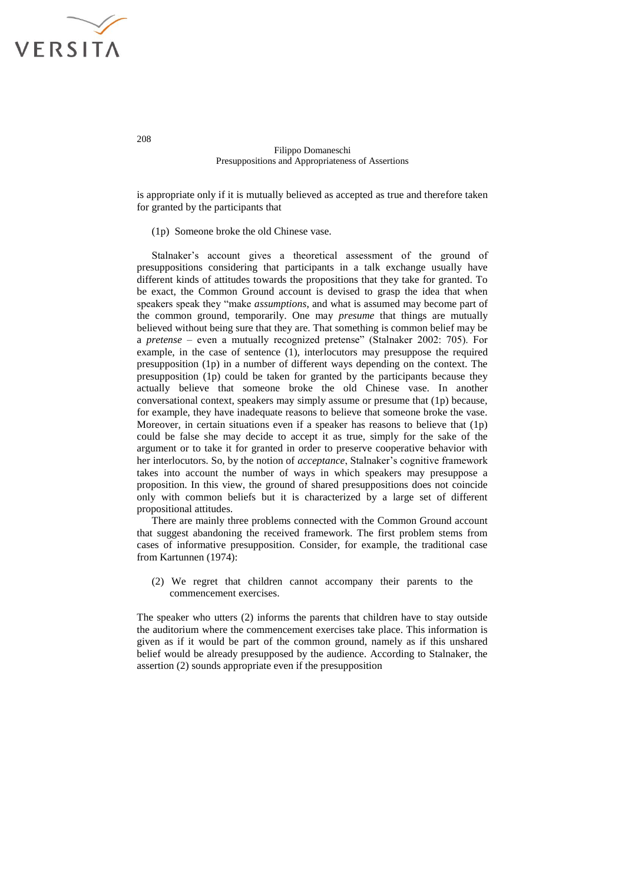is appropriate only if it is mutually believed as accepted as true and therefore taken for granted by the participants that

(1p) Someone broke the old Chinese vase.

Stalnaker's account gives a theoretical assessment of the ground of presuppositions considering that participants in a talk exchange usually have different kinds of attitudes towards the propositions that they take for granted. To be exact, the Common Ground account is devised to grasp the idea that when speakers speak they "make *assumptions*, and what is assumed may become part of the common ground, temporarily. One may *presume* that things are mutually believed without being sure that they are. That something is common belief may be a *pretense* – even a mutually recognized pretense" (Stalnaker 2002: 705). For example, in the case of sentence (1), interlocutors may presuppose the required presupposition (1p) in a number of different ways depending on the context. The presupposition (1p) could be taken for granted by the participants because they actually believe that someone broke the old Chinese vase. In another conversational context, speakers may simply assume or presume that (1p) because, for example, they have inadequate reasons to believe that someone broke the vase. Moreover, in certain situations even if a speaker has reasons to believe that (1p) could be false she may decide to accept it as true, simply for the sake of the argument or to take it for granted in order to preserve cooperative behavior with her interlocutors. So, by the notion of *acceptance*, Stalnaker's cognitive framework takes into account the number of ways in which speakers may presuppose a proposition. In this view, the ground of shared presuppositions does not coincide only with common beliefs but it is characterized by a large set of different propositional attitudes.

There are mainly three problems connected with the Common Ground account that suggest abandoning the received framework. The first problem stems from cases of informative presupposition. Consider, for example, the traditional case from Kartunnen (1974):

(2) We regret that children cannot accompany their parents to the commencement exercises.

The speaker who utters (2) informs the parents that children have to stay outside the auditorium where the commencement exercises take place. This information is given as if it would be part of the common ground, namely as if this unshared belief would be already presupposed by the audience. According to Stalnaker, the assertion (2) sounds appropriate even if the presupposition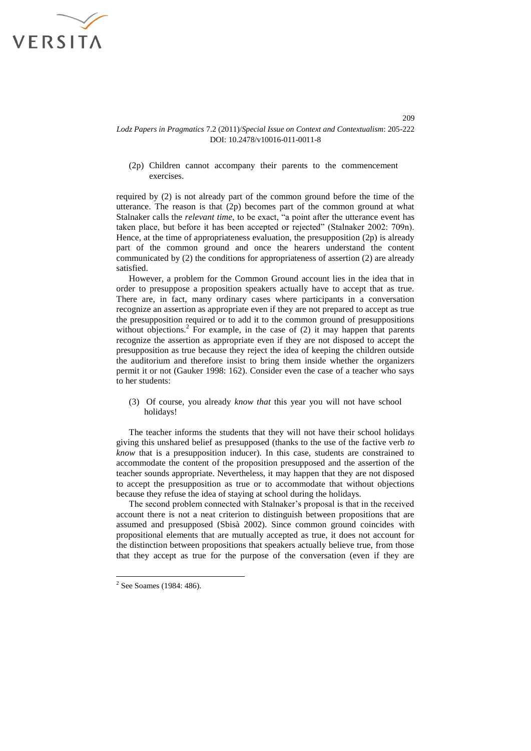(2p) Children cannot accompany their parents to the commencement exercises.

required by (2) is not already part of the common ground before the time of the utterance. The reason is that (2p) becomes part of the common ground at what Stalnaker calls the *relevant time*, to be exact, "a point after the utterance event has taken place, but before it has been accepted or rejected" (Stalnaker 2002: 709n). Hence, at the time of appropriateness evaluation, the presupposition (2p) is already part of the common ground and once the hearers understand the content communicated by (2) the conditions for appropriateness of assertion (2) are already satisfied.

However, a problem for the Common Ground account lies in the idea that in order to presuppose a proposition speakers actually have to accept that as true. There are, in fact, many ordinary cases where participants in a conversation recognize an assertion as appropriate even if they are not prepared to accept as true the presupposition required or to add it to the common ground of presuppositions without objections.[2] For example, in the case of (2) it may happen that parents recognize the assertion as appropriate even if they are not disposed to accept the presupposition as true because they reject the idea of keeping the children outside the auditorium and therefore insist to bring them inside whether the organizers permit it or not (Gauker 1998: 162). Consider even the case of a teacher who says to her students:

(3) Of course, you already *know that* this year you will not have school holidays!

The teacher informs the students that they will not have their school holidays giving this unshared belief as presupposed (thanks to the use of the factive verb *to know* that is a presupposition inducer). In this case, students are constrained to accommodate the content of the proposition presupposed and the assertion of the teacher sounds appropriate. Nevertheless, it may happen that they are not disposed to accept the presupposition as true or to accommodate that without objections because they refuse the idea of staying at school during the holidays.

The second problem connected with Stalnaker's proposal is that in the received account there is not a neat criterion to distinguish between propositions that are assumed and presupposed (Sbisà 2002). Since common ground coincides with propositional elements that are mutually accepted as true, it does not account for the distinction between propositions that speakers actually believe true, from those that they accept as true for the purpose of the conversation (even if they are

[2] See Soames (1984: 486).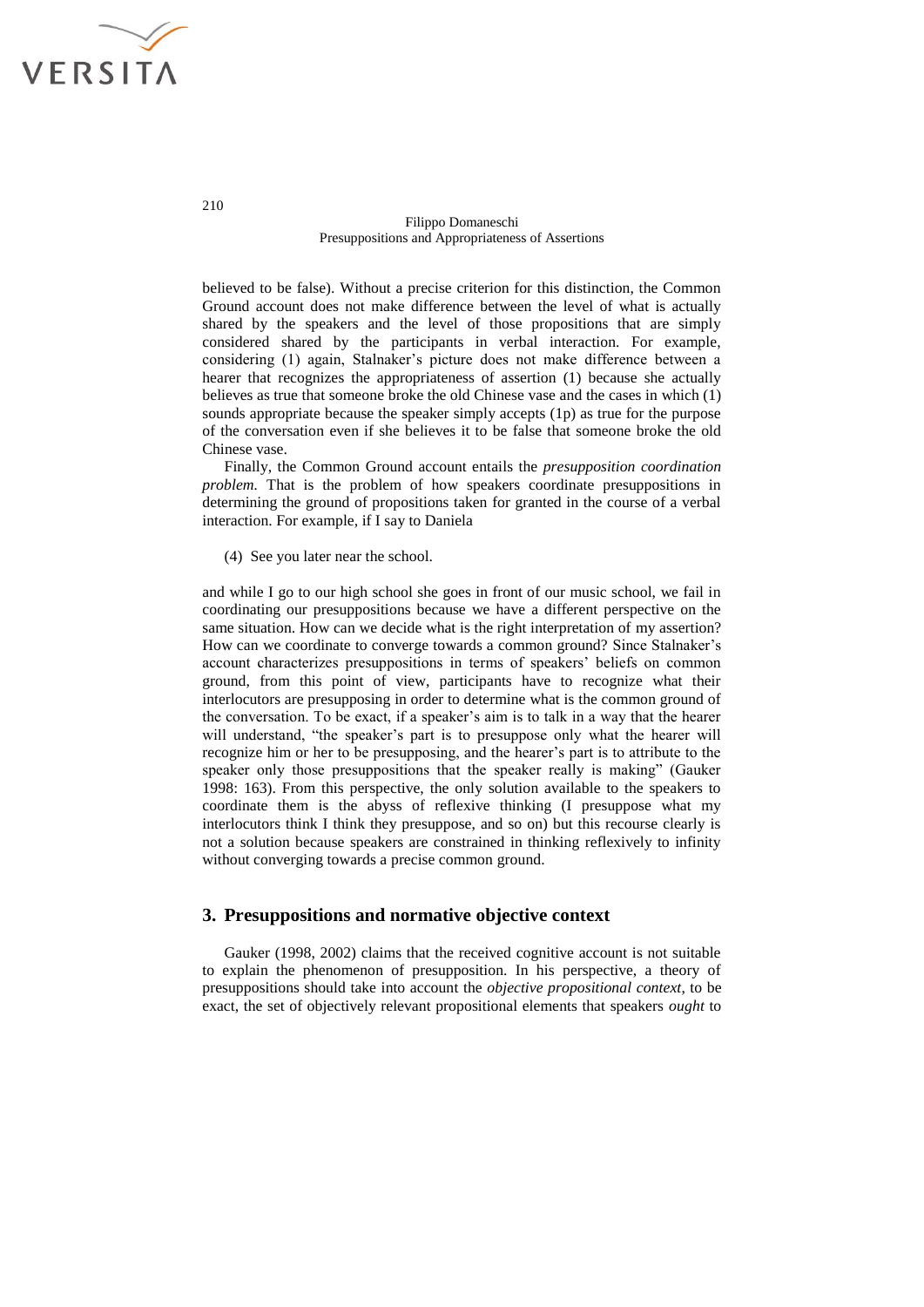believed to be false). Without a precise criterion for this distinction, the Common Ground account does not make difference between the level of what is actually shared by the speakers and the level of those propositions that are simply considered shared by the participants in verbal interaction. For example, considering (1) again, Stalnaker's picture does not make difference between a hearer that recognizes the appropriateness of assertion (1) because she actually believes as true that someone broke the old Chinese vase and the cases in which (1) sounds appropriate because the speaker simply accepts (1p) as true for the purpose of the conversation even if she believes it to be false that someone broke the old Chinese vase.

Finally, the Common Ground account entails the *presupposition coordination problem*. That is the problem of how speakers coordinate presuppositions in determining the ground of propositions taken for granted in the course of a verbal interaction. For example, if I say to Daniela

(4) See you later near the school.

and while I go to our high school she goes in front of our music school, we fail in coordinating our presuppositions because we have a different perspective on the same situation. How can we decide what is the right interpretation of my assertion? How can we coordinate to converge towards a common ground? Since Stalnaker's account characterizes presuppositions in terms of speakers' beliefs on common ground, from this point of view, participants have to recognize what their interlocutors are presupposing in order to determine what is the common ground of the conversation. To be exact, if a speaker's aim is to talk in a way that the hearer will understand, "the speaker's part is to presuppose only what the hearer will recognize him or her to be presupposing, and the hearer's part is to attribute to the speaker only those presuppositions that the speaker really is making" (Gauker 1998: 163). From this perspective, the only solution available to the speakers to coordinate them is the abyss of reflexive thinking (I presuppose what my interlocutors think I think they presuppose, and so on) but this recourse clearly is not a solution because speakers are constrained in thinking reflexively to infinity without converging towards a precise common ground.

## 3. Presuppositions and normative objective context

Gauker (1998, 2002) claims that the received cognitive account is not suitable to explain the phenomenon of presupposition. In his perspective, a theory of presuppositions should take into account the *objective propositional context*, to be exact, the set of objectively relevant propositional elements that speakers *ought* to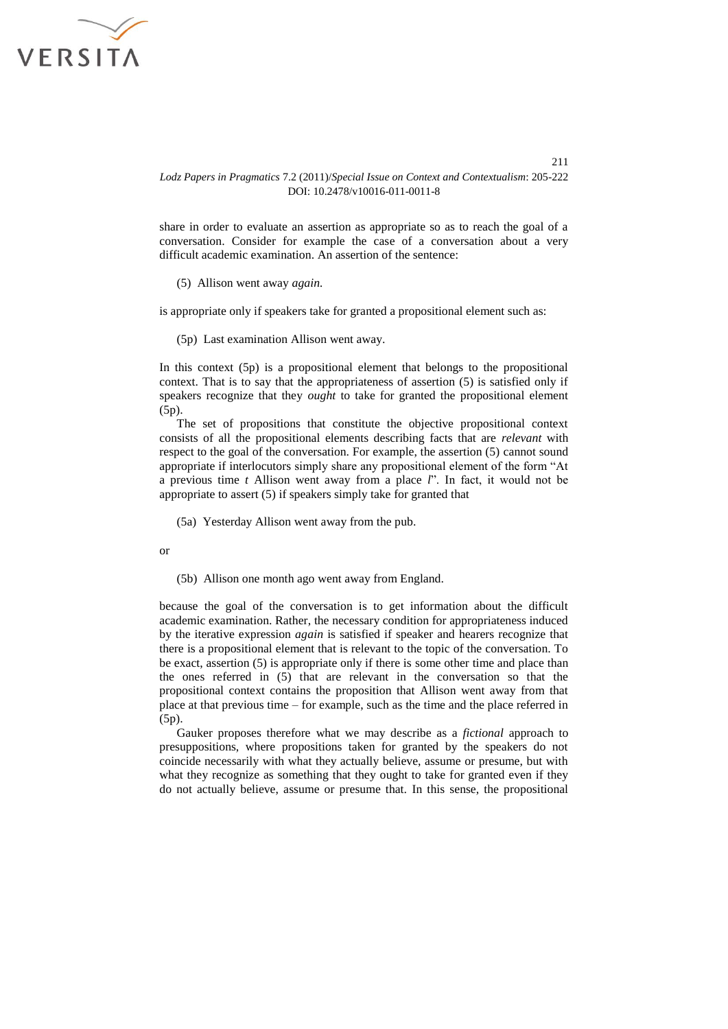share in order to evaluate an assertion as appropriate so as to reach the goal of a conversation. Consider for example the case of a conversation about a very difficult academic examination. An assertion of the sentence:

(5) Allison went away *again.*

is appropriate only if speakers take for granted a propositional element such as:

(5p) Last examination Allison went away.

In this context (5p) is a propositional element that belongs to the propositional context. That is to say that the appropriateness of assertion (5) is satisfied only if speakers recognize that they *ought* to take for granted the propositional element (5p).

The set of propositions that constitute the objective propositional context consists of all the propositional elements describing facts that are *relevant* with respect to the goal of the conversation. For example, the assertion (5) cannot sound appropriate if interlocutors simply share any propositional element of the form "At a previous time *t* Allison went away from a place *l*". In fact, it would not be appropriate to assert (5) if speakers simply take for granted that

(5a) Yesterday Allison went away from the pub.

or

(5b) Allison one month ago went away from England.

because the goal of the conversation is to get information about the difficult academic examination. Rather, the necessary condition for appropriateness induced by the iterative expression *again* is satisfied if speaker and hearers recognize that there is a propositional element that is relevant to the topic of the conversation. To be exact, assertion (5) is appropriate only if there is some other time and place than the ones referred in (5) that are relevant in the conversation so that the propositional context contains the proposition that Allison went away from that place at that previous time – for example, such as the time and the place referred in (5p).

Gauker proposes therefore what we may describe as a *fictional* approach to presuppositions, where propositions taken for granted by the speakers do not coincide necessarily with what they actually believe, assume or presume, but with what they recognize as something that they ought to take for granted even if they do not actually believe, assume or presume that. In this sense, the propositional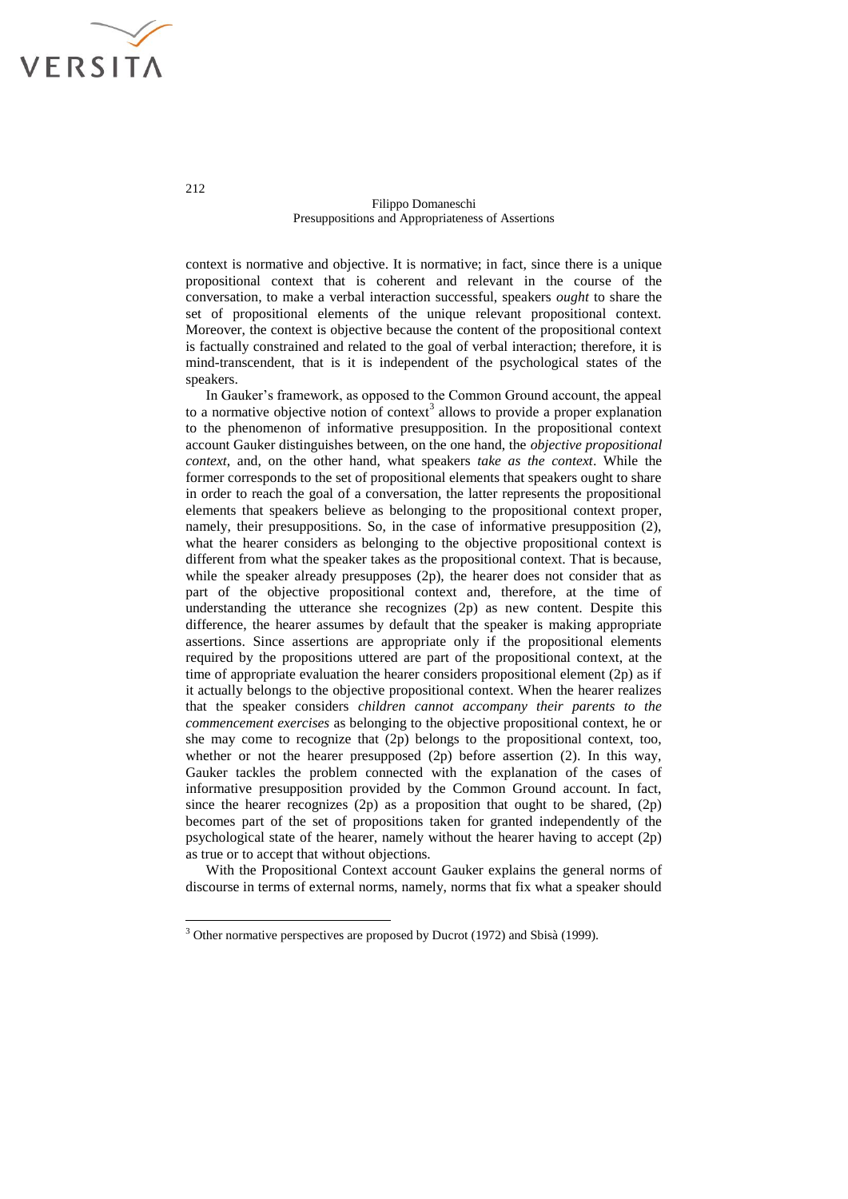context is normative and objective. It is normative; in fact, since there is a unique propositional context that is coherent and relevant in the course of the conversation, to make a verbal interaction successful, speakers *ought* to share the set of propositional elements of the unique relevant propositional context. Moreover, the context is objective because the content of the propositional context is factually constrained and related to the goal of verbal interaction; therefore, it is mind-transcendent, that is it is independent of the psychological states of the speakers.

In Gauker's framework, as opposed to the Common Ground account, the appeal to a normative objective notion of context[3] allows to provide a proper explanation to the phenomenon of informative presupposition. In the propositional context account Gauker distinguishes between, on the one hand, the *objective propositional context*, and, on the other hand, what speakers *take as the context*. While the former corresponds to the set of propositional elements that speakers ought to share in order to reach the goal of a conversation, the latter represents the propositional elements that speakers believe as belonging to the propositional context proper, namely, their presuppositions. So, in the case of informative presupposition (2), what the hearer considers as belonging to the objective propositional context is different from what the speaker takes as the propositional context. That is because, while the speaker already presupposes (2p), the hearer does not consider that as part of the objective propositional context and, therefore, at the time of understanding the utterance she recognizes (2p) as new content. Despite this difference, the hearer assumes by default that the speaker is making appropriate assertions. Since assertions are appropriate only if the propositional elements required by the propositions uttered are part of the propositional context, at the time of appropriate evaluation the hearer considers propositional element (2p) as if it actually belongs to the objective propositional context. When the hearer realizes that the speaker considers *children cannot accompany their parents to the commencement exercises* as belonging to the objective propositional context, he or she may come to recognize that (2p) belongs to the propositional context, too, whether or not the hearer presupposed (2p) before assertion (2). In this way, Gauker tackles the problem connected with the explanation of the cases of informative presupposition provided by the Common Ground account. In fact, since the hearer recognizes (2p) as a proposition that ought to be shared, (2p) becomes part of the set of propositions taken for granted independently of the psychological state of the hearer, namely without the hearer having to accept (2p) as true or to accept that without objections.

With the Propositional Context account Gauker explains the general norms of discourse in terms of external norms, namely, norms that fix what a speaker should

[3] Other normative perspectives are proposed by Ducrot (1972) and Sbisà (1999).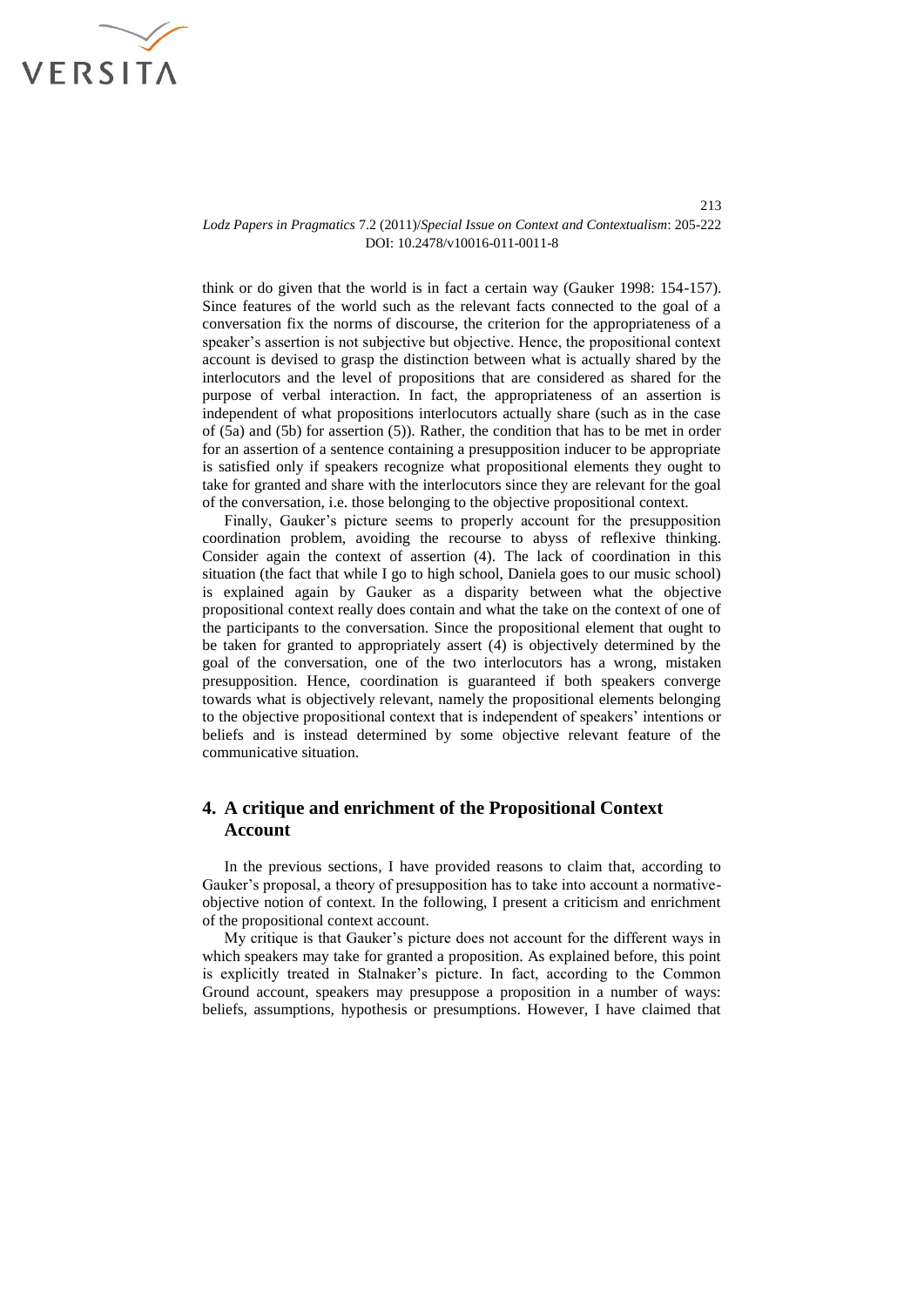think or do given that the world is in fact a certain way (Gauker 1998: 154-157). Since features of the world such as the relevant facts connected to the goal of a conversation fix the norms of discourse, the criterion for the appropriateness of a speaker's assertion is not subjective but objective. Hence, the propositional context account is devised to grasp the distinction between what is actually shared by the interlocutors and the level of propositions that are considered as shared for the purpose of verbal interaction. In fact, the appropriateness of an assertion is independent of what propositions interlocutors actually share (such as in the case of (5a) and (5b) for assertion (5)). Rather, the condition that has to be met in order for an assertion of a sentence containing a presupposition inducer to be appropriate is satisfied only if speakers recognize what propositional elements they ought to take for granted and share with the interlocutors since they are relevant for the goal of the conversation, i.e. those belonging to the objective propositional context.

Finally, Gauker's picture seems to properly account for the presupposition coordination problem, avoiding the recourse to abyss of reflexive thinking. Consider again the context of assertion (4). The lack of coordination in this situation (the fact that while I go to high school, Daniela goes to our music school) is explained again by Gauker as a disparity between what the objective propositional context really does contain and what the take on the context of one of the participants to the conversation. Since the propositional element that ought to be taken for granted to appropriately assert (4) is objectively determined by the goal of the conversation, one of the two interlocutors has a wrong, mistaken presupposition. Hence, coordination is guaranteed if both speakers converge towards what is objectively relevant, namely the propositional elements belonging to the objective propositional context that is independent of speakers' intentions or beliefs and is instead determined by some objective relevant feature of the communicative situation.

## 4. A critique and enrichment of the Propositional Context Account

In the previous sections, I have provided reasons to claim that, according to Gauker's proposal, a theory of presupposition has to take into account a normative-objective notion of context. In the following, I present a criticism and enrichment of the propositional context account.

My critique is that Gauker's picture does not account for the different ways in which speakers may take for granted a proposition. As explained before, this point is explicitly treated in Stalnaker's picture. In fact, according to the Common Ground account, speakers may presuppose a proposition in a number of ways: beliefs, assumptions, hypothesis or presumptions. However, I have claimed that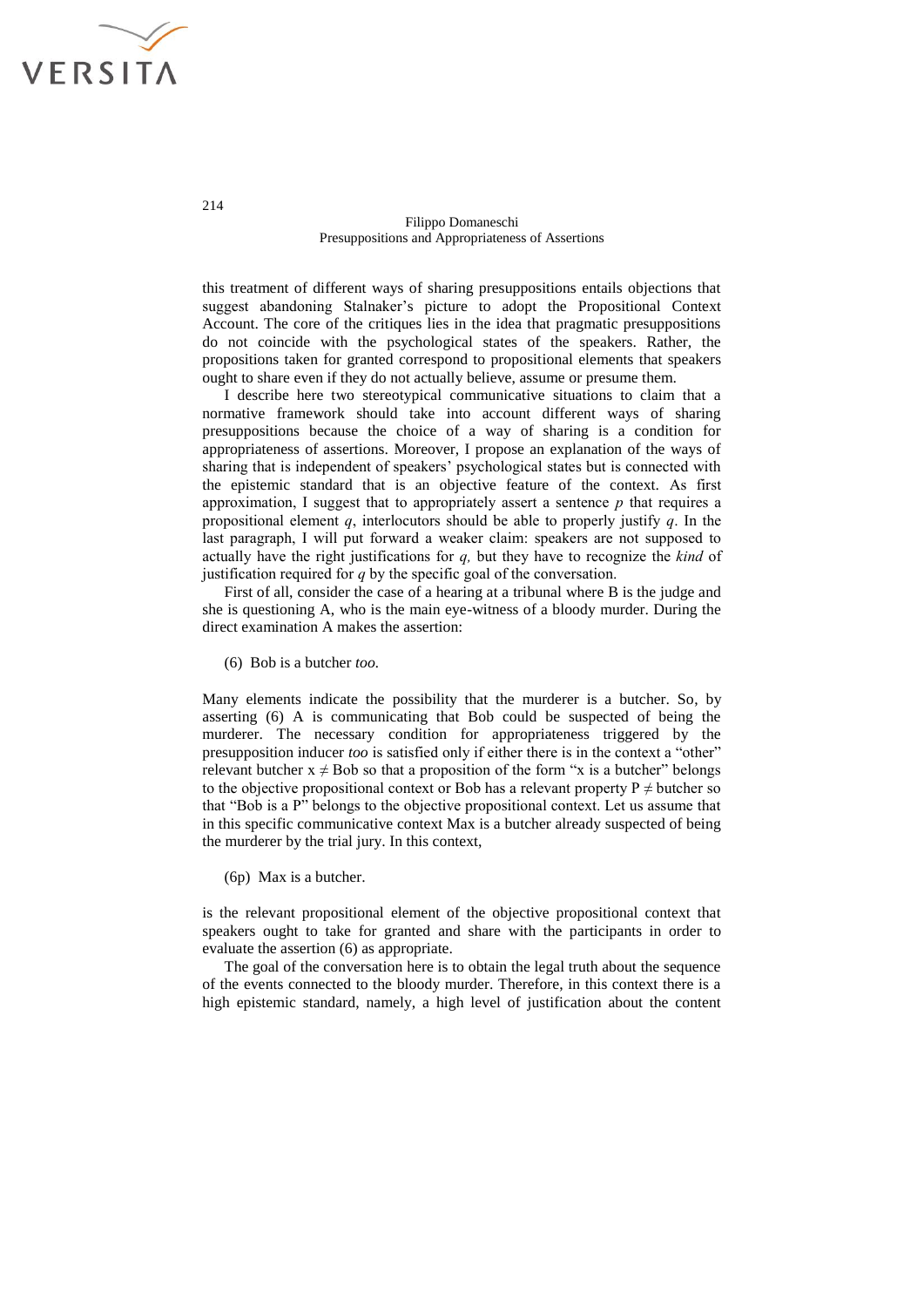this treatment of different ways of sharing presuppositions entails objections that suggest abandoning Stalnaker's picture to adopt the Propositional Context Account. The core of the critiques lies in the idea that pragmatic presuppositions do not coincide with the psychological states of the speakers. Rather, the propositions taken for granted correspond to propositional elements that speakers ought to share even if they do not actually believe, assume or presume them.

I describe here two stereotypical communicative situations to claim that a normative framework should take into account different ways of sharing presuppositions because the choice of a way of sharing is a condition for appropriateness of assertions. Moreover, I propose an explanation of the ways of sharing that is independent of speakers' psychological states but is connected with the epistemic standard that is an objective feature of the context. As first approximation, I suggest that to appropriately assert a sentence $p$ that requires a propositional element $q$, interlocutors should be able to properly justify $q$. In the last paragraph, I will put forward a weaker claim: speakers are not supposed to actually have the right justifications for $q$, but they have to recognize the *kind* of justification required for $q$ by the specific goal of the conversation.

First of all, consider the case of a hearing at a tribunal where B is the judge and she is questioning A, who is the main eye-witness of a bloody murder. During the direct examination A makes the assertion:

(6) Bob is a butcher *too*.

Many elements indicate the possibility that the murderer is a butcher. So, by asserting (6) A is communicating that Bob could be suspected of being the murderer. The necessary condition for appropriateness triggered by the presupposition inducer *too* is satisfied only if either there is in the context a "other" relevant butcher $x \neq$ Bob so that a proposition of the form "x is a butcher" belongs to the objective propositional context or Bob has a relevant property $P \neq$ butcher so that "Bob is a P" belongs to the objective propositional context. Let us assume that in this specific communicative context Max is a butcher already suspected of being the murderer by the trial jury. In this context,

(6p) Max is a butcher.

is the relevant propositional element of the objective propositional context that speakers ought to take for granted and share with the participants in order to evaluate the assertion (6) as appropriate.

The goal of the conversation here is to obtain the legal truth about the sequence of the events connected to the bloody murder. Therefore, in this context there is a high epistemic standard, namely, a high level of justification about the content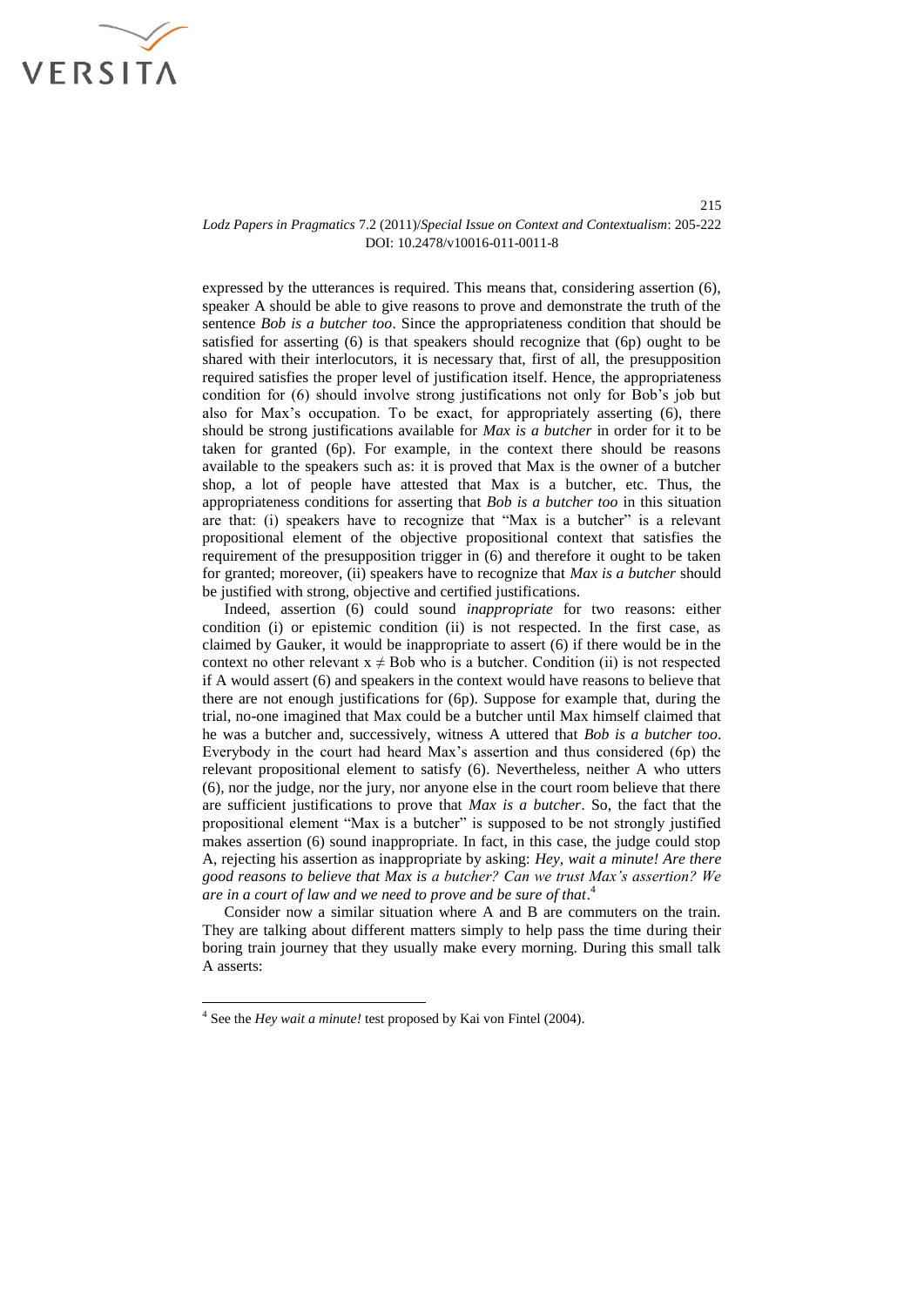expressed by the utterances is required. This means that, considering assertion (6), speaker A should be able to give reasons to prove and demonstrate the truth of the sentence *Bob is a butcher too*. Since the appropriateness condition that should be satisfied for asserting (6) is that speakers should recognize that (6p) ought to be shared with their interlocutors, it is necessary that, first of all, the presupposition required satisfies the proper level of justification itself. Hence, the appropriateness condition for (6) should involve strong justifications not only for Bob's job but also for Max's occupation. To be exact, for appropriately asserting (6), there should be strong justifications available for *Max is a butcher* in order for it to be taken for granted (6p). For example, in the context there should be reasons available to the speakers such as: it is proved that Max is the owner of a butcher shop, a lot of people have attested that Max is a butcher, etc. Thus, the appropriateness conditions for asserting that *Bob is a butcher too* in this situation are that: (i) speakers have to recognize that "Max is a butcher" is a relevant propositional element of the objective propositional context that satisfies the requirement of the presupposition trigger in (6) and therefore it ought to be taken for granted; moreover, (ii) speakers have to recognize that *Max is a butcher* should be justified with strong, objective and certified justifications.

Indeed, assertion (6) could sound *inappropriate* for two reasons: either condition (i) or epistemic condition (ii) is not respected. In the first case, as claimed by Gauker, it would be inappropriate to assert (6) if there would be in the context no other relevant $x \neq$ Bob who is a butcher. Condition (ii) is not respected if A would assert (6) and speakers in the context would have reasons to believe that there are not enough justifications for (6p). Suppose for example that, during the trial, no-one imagined that Max could be a butcher until Max himself claimed that he was a butcher and, successively, witness A uttered that *Bob is a butcher too*. Everybody in the court had heard Max's assertion and thus considered (6p) the relevant propositional element to satisfy (6). Nevertheless, neither A who utters (6), nor the judge, nor the jury, nor anyone else in the court room believe that there are sufficient justifications to prove that *Max is a butcher*. So, the fact that the propositional element "Max is a butcher" is supposed to be not strongly justified makes assertion (6) sound inappropriate. In fact, in this case, the judge could stop A, rejecting his assertion as inappropriate by asking: *Hey, wait a minute! Are there good reasons to believe that Max is a butcher? Can we trust Max's assertion? We are in a court of law and we need to prove and be sure of that*.[4]

Consider now a similar situation where A and B are commuters on the train. They are talking about different matters simply to help pass the time during their boring train journey that they usually make every morning. During this small talk A asserts:

---

[4] See the *Hey wait a minute!* test proposed by Kai von Fintel (2004).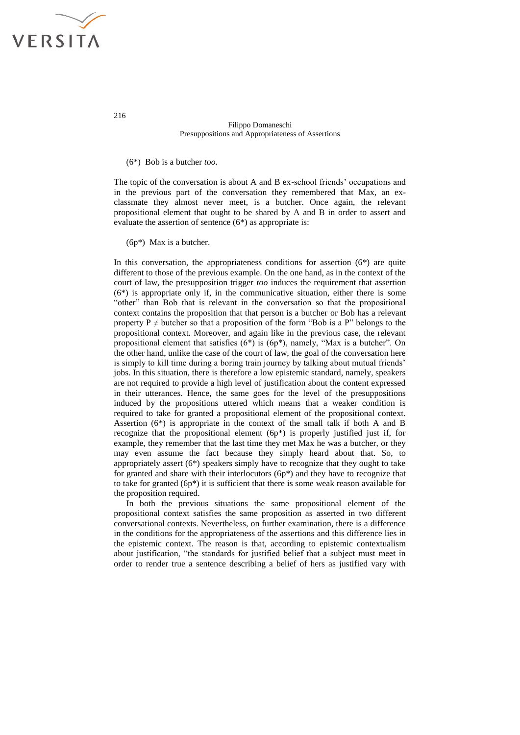(6*) Bob is a butcher *too.*

The topic of the conversation is about A and B ex-school friends' occupations and in the previous part of the conversation they remembered that Max, an ex-classmate they almost never meet, is a butcher. Once again, the relevant propositional element that ought to be shared by A and B in order to assert and evaluate the assertion of sentence (6*) as appropriate is:

(6p*) Max is a butcher.

In this conversation, the appropriateness conditions for assertion (6*) are quite different to those of the previous example. On the one hand, as in the context of the court of law, the presupposition trigger *too* induces the requirement that assertion (6*) is appropriate only if, in the communicative situation, either there is some "other" than Bob that is relevant in the conversation so that the propositional context contains the proposition that that person is a butcher or Bob has a relevant property $P \neq$ butcher so that a proposition of the form "Bob is a P" belongs to the propositional context. Moreover, and again like in the previous case, the relevant propositional element that satisfies (6*) is (6p*), namely, "Max is a butcher". On the other hand, unlike the case of the court of law, the goal of the conversation here is simply to kill time during a boring train journey by talking about mutual friends' jobs. In this situation, there is therefore a low epistemic standard, namely, speakers are not required to provide a high level of justification about the content expressed in their utterances. Hence, the same goes for the level of the presuppositions induced by the propositions uttered which means that a weaker condition is required to take for granted a propositional element of the propositional context. Assertion (6*) is appropriate in the context of the small talk if both A and B recognize that the propositional element (6p*) is properly justified just if, for example, they remember that the last time they met Max he was a butcher, or they may even assume the fact because they simply heard about that. So, to appropriately assert (6*) speakers simply have to recognize that they ought to take for granted and share with their interlocutors (6p*) and they have to recognize that to take for granted (6p*) it is sufficient that there is some weak reason available for the proposition required.

In both the previous situations the same propositional element of the propositional context satisfies the same proposition as asserted in two different conversational contexts. Nevertheless, on further examination, there is a difference in the conditions for the appropriateness of the assertions and this difference lies in the epistemic context. The reason is that, according to epistemic contextualism about justification, "the standards for justified belief that a subject must meet in order to render true a sentence describing a belief of hers as justified vary with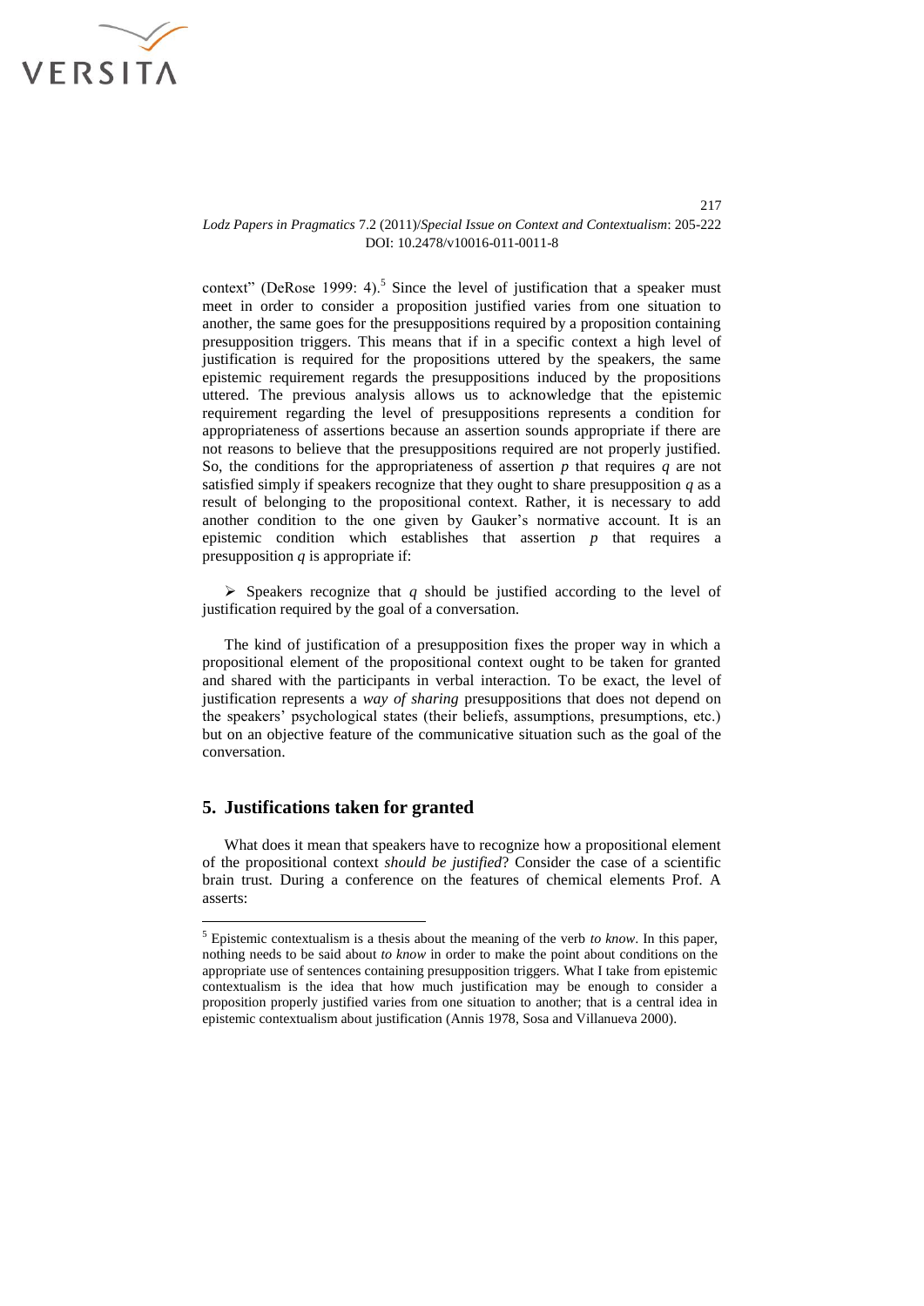context" (DeRose 1999: 4).[5] Since the level of justification that a speaker must meet in order to consider a proposition justified varies from one situation to another, the same goes for the presuppositions required by a proposition containing presupposition triggers. This means that if in a specific context a high level of justification is required for the propositions uttered by the speakers, the same epistemic requirement regards the presuppositions induced by the propositions uttered. The previous analysis allows us to acknowledge that the epistemic requirement regarding the level of presuppositions represents a condition for appropriateness of assertions because an assertion sounds appropriate if there are not reasons to believe that the presuppositions required are not properly justified. So, the conditions for the appropriateness of assertion *p* that requires *q* are not satisfied simply if speakers recognize that they ought to share presupposition *q* as a result of belonging to the propositional context. Rather, it is necessary to add another condition to the one given by Gauker's normative account. It is an epistemic condition which establishes that assertion *p* that requires a presupposition *q* is appropriate if:

- Speakers recognize that *q* should be justified according to the level of justification required by the goal of a conversation.

The kind of justification of a presupposition fixes the proper way in which a propositional element of the propositional context ought to be taken for granted and shared with the participants in verbal interaction. To be exact, the level of justification represents a *way of sharing* presuppositions that does not depend on the speakers' psychological states (their beliefs, assumptions, presumptions, etc.) but on an objective feature of the communicative situation such as the goal of the conversation.

## 5. Justifications taken for granted

What does it mean that speakers have to recognize how a propositional element of the propositional context *should be justified*? Consider the case of a scientific brain trust. During a conference on the features of chemical elements Prof. A asserts:

[5] Epistemic contextualism is a thesis about the meaning of the verb *to know*. In this paper, nothing needs to be said about *to know* in order to make the point about conditions on the appropriate use of sentences containing presupposition triggers. What I take from epistemic contextualism is the idea that how much justification may be enough to consider a proposition properly justified varies from one situation to another; that is a central idea in epistemic contextualism about justification (Annis 1978, Sosa and Villanueva 2000).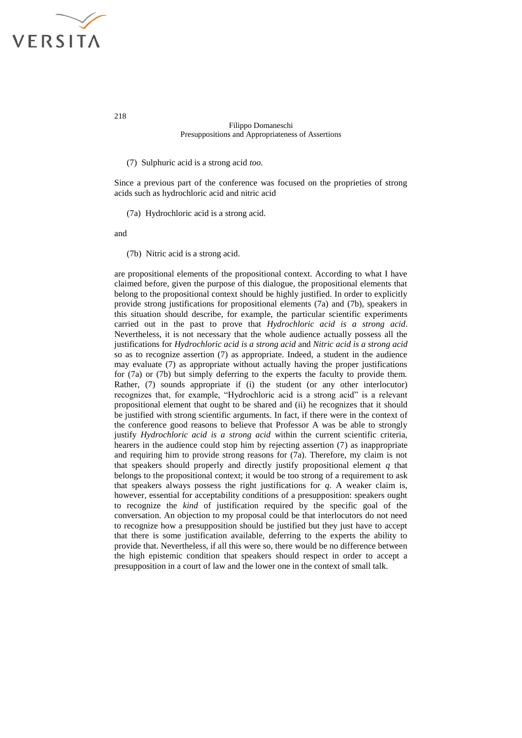(7) Sulphuric acid is a strong acid *too.*

Since a previous part of the conference was focused on the proprieties of strong acids such as hydrochloric acid and nitric acid

(7a) Hydrochloric acid is a strong acid.

and

(7b) Nitric acid is a strong acid.

are propositional elements of the propositional context. According to what I have claimed before, given the purpose of this dialogue, the propositional elements that belong to the propositional context should be highly justified. In order to explicitly provide strong justifications for propositional elements (7a) and (7b), speakers in this situation should describe, for example, the particular scientific experiments carried out in the past to prove that *Hydrochloric acid is a strong acid*. Nevertheless, it is not necessary that the whole audience actually possess all the justifications for *Hydrochloric acid is a strong acid* and *Nitric acid is a strong acid* so as to recognize assertion (7) as appropriate. Indeed, a student in the audience may evaluate (7) as appropriate without actually having the proper justifications for (7a) or (7b) but simply deferring to the experts the faculty to provide them. Rather, (7) sounds appropriate if (i) the student (or any other interlocutor) recognizes that, for example, "Hydrochloric acid is a strong acid" is a relevant propositional element that ought to be shared and (ii) he recognizes that it should be justified with strong scientific arguments. In fact, if there were in the context of the conference good reasons to believe that Professor A was be able to strongly justify *Hydrochloric acid is a strong acid* within the current scientific criteria, hearers in the audience could stop him by rejecting assertion (7) as inappropriate and requiring him to provide strong reasons for (7a). Therefore, my claim is not that speakers should properly and directly justify propositional element *q* that belongs to the propositional context; it would be too strong of a requirement to ask that speakers always possess the right justifications for *q*. A weaker claim is, however, essential for acceptability conditions of a presupposition: speakers ought to recognize the *kind* of justification required by the specific goal of the conversation. An objection to my proposal could be that interlocutors do not need to recognize how a presupposition should be justified but they just have to accept that there is some justification available, deferring to the experts the ability to provide that. Nevertheless, if all this were so, there would be no difference between the high epistemic condition that speakers should respect in order to accept a presupposition in a court of law and the lower one in the context of small talk.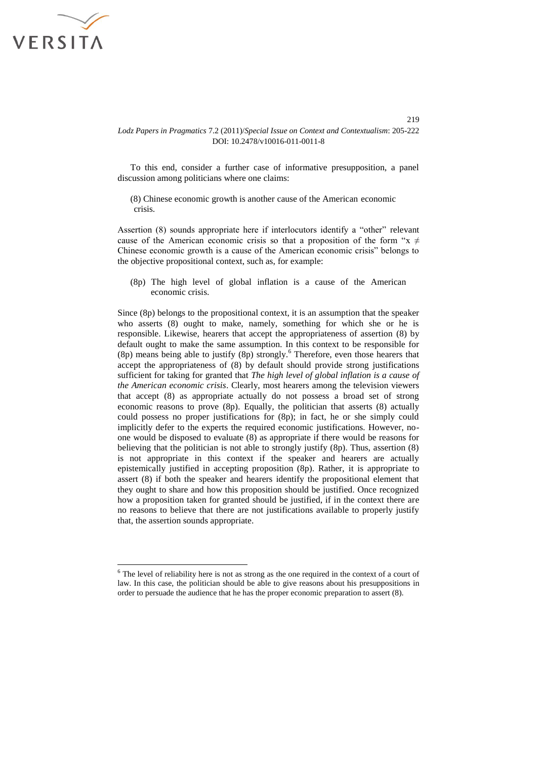To this end, consider a further case of informative presupposition, a panel discussion among politicians where one claims:

(8) Chinese economic growth is another cause of the American economic crisis.

Assertion (8) sounds appropriate here if interlocutors identify a "other" relevant cause of the American economic crisis so that a proposition of the form "$x \neq$ Chinese economic growth is a cause of the American economic crisis" belongs to the objective propositional context, such as, for example:

(8p) The high level of global inflation is a cause of the American economic crisis.

Since (8p) belongs to the propositional context, it is an assumption that the speaker who asserts (8) ought to make, namely, something for which she or he is responsible. Likewise, hearers that accept the appropriateness of assertion (8) by default ought to make the same assumption. In this context to be responsible for (8p) means being able to justify (8p) strongly.[6] Therefore, even those hearers that accept the appropriateness of (8) by default should provide strong justifications sufficient for taking for granted that *The high level of global inflation is a cause of the American economic crisis*. Clearly, most hearers among the television viewers that accept (8) as appropriate actually do not possess a broad set of strong economic reasons to prove (8p). Equally, the politician that asserts (8) actually could possess no proper justifications for (8p); in fact, he or she simply could implicitly defer to the experts the required economic justifications. However, no-one would be disposed to evaluate (8) as appropriate if there would be reasons for believing that the politician is not able to strongly justify (8p). Thus, assertion (8) is not appropriate in this context if the speaker and hearers are actually epistemically justified in accepting proposition (8p). Rather, it is appropriate to assert (8) if both the speaker and hearers identify the propositional element that they ought to share and how this proposition should be justified. Once recognized how a proposition taken for granted should be justified, if in the context there are no reasons to believe that there are not justifications available to properly justify that, the assertion sounds appropriate.

---

[6] The level of reliability here is not as strong as the one required in the context of a court of law. In this case, the politician should be able to give reasons about his presuppositions in order to persuade the audience that he has the proper economic preparation to assert (8).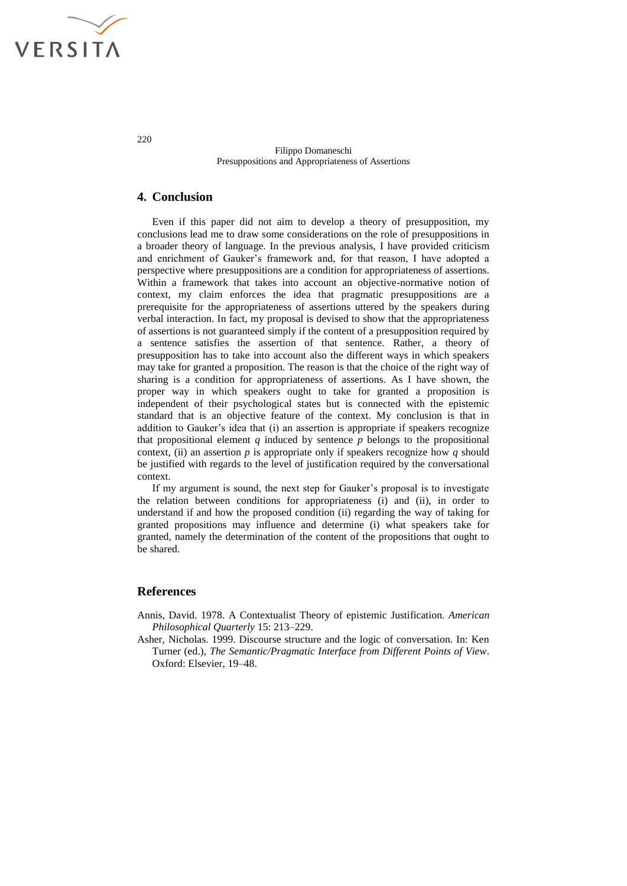## 4. Conclusion

Even if this paper did not aim to develop a theory of presupposition, my conclusions lead me to draw some considerations on the role of presuppositions in a broader theory of language. In the previous analysis, I have provided criticism and enrichment of Gauker's framework and, for that reason, I have adopted a perspective where presuppositions are a condition for appropriateness of assertions. Within a framework that takes into account an objective-normative notion of context, my claim enforces the idea that pragmatic presuppositions are a prerequisite for the appropriateness of assertions uttered by the speakers during verbal interaction. In fact, my proposal is devised to show that the appropriateness of assertions is not guaranteed simply if the content of a presupposition required by a sentence satisfies the assertion of that sentence. Rather, a theory of presupposition has to take into account also the different ways in which speakers may take for granted a proposition. The reason is that the choice of the right way of sharing is a condition for appropriateness of assertions. As I have shown, the proper way in which speakers ought to take for granted a proposition is independent of their psychological states but is connected with the epistemic standard that is an objective feature of the context. My conclusion is that in addition to Gauker's idea that (i) an assertion is appropriate if speakers recognize that propositional element $q$ induced by sentence $p$ belongs to the propositional context, (ii) an assertion $p$ is appropriate only if speakers recognize how $q$ should be justified with regards to the level of justification required by the conversational context.

If my argument is sound, the next step for Gauker's proposal is to investigate the relation between conditions for appropriateness (i) and (ii), in order to understand if and how the proposed condition (ii) regarding the way of taking for granted propositions may influence and determine (i) what speakers take for granted, namely the determination of the content of the propositions that ought to be shared.

## References

Annis, David. 1978. A Contextualist Theory of epistemic Justification. *American Philosophical Quarterly* 15: 213–229.

Asher, Nicholas. 1999. Discourse structure and the logic of conversation. In: Ken Turner (ed.), *The Semantic/Pragmatic Interface from Different Points of View*. Oxford: Elsevier, 19–48.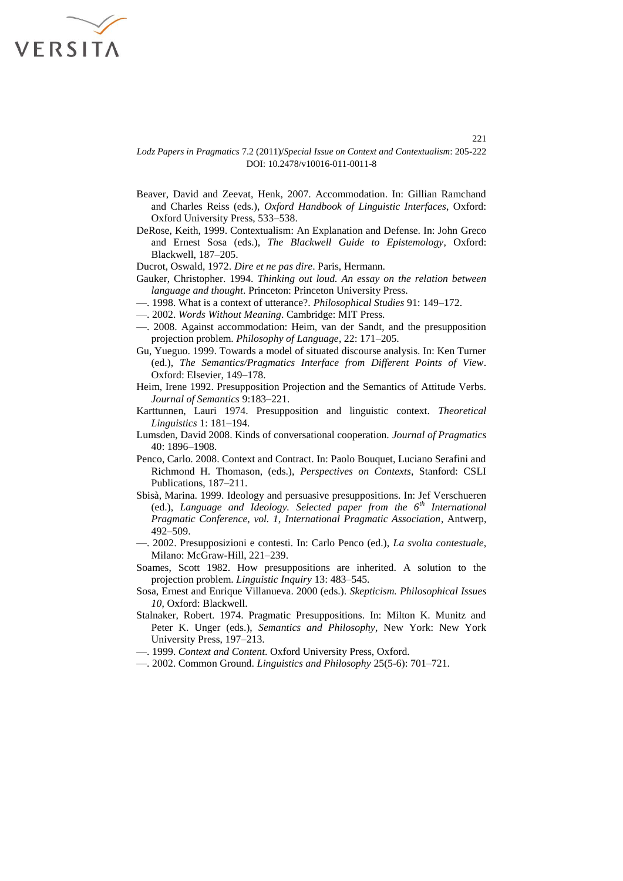Beaver, David and Zeevat, Henk, 2007. Accommodation. In: Gillian Ramchand and Charles Reiss (eds.), *Oxford Handbook of Linguistic Interfaces*, Oxford: Oxford University Press, 533–538.

DeRose, Keith, 1999. Contextualism: An Explanation and Defense. In: John Greco and Ernest Sosa (eds.), *The Blackwell Guide to Epistemology*, Oxford: Blackwell, 187–205.

Ducrot, Oswald, 1972. *Dire et ne pas dire*. Paris, Hermann.

Gauker, Christopher. 1994. *Thinking out loud. An essay on the relation between language and thought*. Princeton: Princeton University Press.

—. 1998. What is a context of utterance?. *Philosophical Studies* 91: 149–172.

—. 2002. *Words Without Meaning*. Cambridge: MIT Press.

—. 2008. Against accommodation: Heim, van der Sandt, and the presupposition projection problem. *Philosophy of Language*, 22: 171–205.

Gu, Yueguo. 1999. Towards a model of situated discourse analysis. In: Ken Turner (ed.), *The Semantics/Pragmatics Interface from Different Points of View*. Oxford: Elsevier, 149–178.

Heim, Irene 1992. Presupposition Projection and the Semantics of Attitude Verbs. *Journal of Semantics* 9:183–221.

Karttunnen, Lauri 1974. Presupposition and linguistic context. *Theoretical Linguistics* 1: 181–194.

Lumsden, David 2008. Kinds of conversational cooperation. *Journal of Pragmatics* 40: 1896–1908.

Penco, Carlo. 2008. Context and Contract. In: Paolo Bouquet, Luciano Serafini and Richmond H. Thomason, (eds.), *Perspectives on Contexts*, Stanford: CSLI Publications, 187–211.

Sbisà, Marina. 1999. Ideology and persuasive presuppositions. In: Jef Verschueren (ed.), *Language and Ideology. Selected paper from the 6th International Pragmatic Conference, vol. 1, International Pragmatic Association*, Antwerp, 492–509.

—. 2002. Presupposizioni e contesti. In: Carlo Penco (ed.), *La svolta contestuale*, Milano: McGraw-Hill, 221–239.

Soames, Scott 1982. How presuppositions are inherited. A solution to the projection problem. *Linguistic Inquiry* 13: 483–545.

Sosa, Ernest and Enrique Villanueva. 2000 (eds.). *Skepticism. Philosophical Issues 10*, Oxford: Blackwell.

Stalnaker, Robert. 1974. Pragmatic Presuppositions. In: Milton K. Munitz and Peter K. Unger (eds.), *Semantics and Philosophy*, New York: New York University Press, 197–213.

—. 1999. *Context and Content*. Oxford University Press, Oxford.

—. 2002. Common Ground. *Linguistics and Philosophy* 25(5-6): 701–721.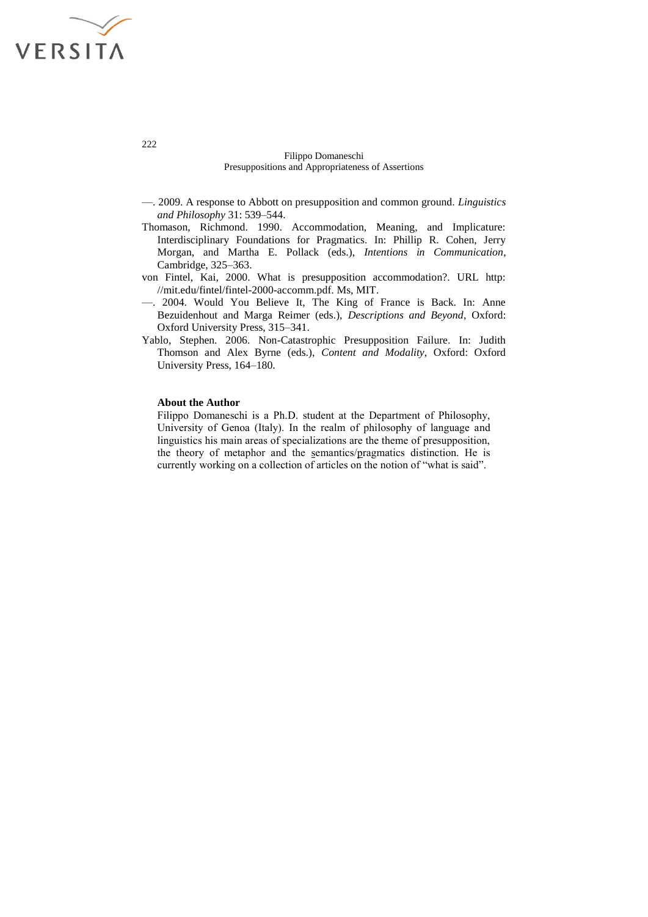—. 2009. A response to Abbott on presupposition and common ground. *Linguistics and Philosophy* 31: 539–544.

Thomason, Richmond. 1990. Accommodation, Meaning, and Implicature: Interdisciplinary Foundations for Pragmatics. In: Phillip R. Cohen, Jerry Morgan, and Martha E. Pollack (eds.), *Intentions in Communication*, Cambridge, 325–363.

von Fintel, Kai, 2000. What is presupposition accommodation?. URL http: //mit.edu/fintel/fintel-2000-accomm.pdf. Ms, MIT.

—. 2004. Would You Believe It, The King of France is Back. In: Anne Bezuidenhout and Marga Reimer (eds.), *Descriptions and Beyond*, Oxford: Oxford University Press, 315–341.

Yablo, Stephen. 2006. Non-Catastrophic Presupposition Failure. In: Judith Thomson and Alex Byrne (eds.), *Content and Modality*, Oxford: Oxford University Press, 164–180.

**About the Author**

Filippo Domaneschi is a Ph.D. student at the Department of Philosophy, University of Genoa (Italy). In the realm of philosophy of language and linguistics his main areas of specializations are the theme of presupposition, the theory of metaphor and the semantics/pragmatics distinction. He is currently working on a collection of articles on the notion of "what is said".